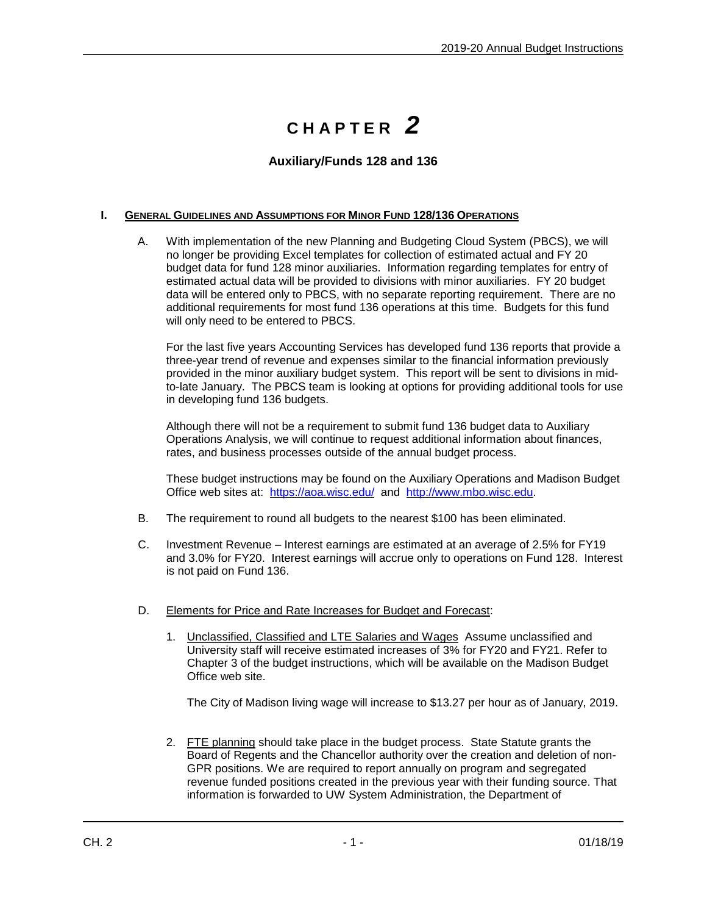# CHAPTER 2

## Auxiliary/Funds 128 and 136

### I. GENERAL GUIDELINES AND ASSUMPTIONS FOR MINOR FUND 128/136 OPERATIONS

A. With implementation of the new Planning and Budgeting Cloud System (PBCS), we will no longer be providing Excel templates for collection of estimated actual and FY 20 budget data for fund 128 minor auxiliaries. Information regarding templates for entry of estimated actual data will be provided to divisions with minor auxiliaries. FY 20 budget data will be entered only to PBCS, with no separate reporting requirement. There are no additional requirements for most fund 136 operations at this time. Budgets for this fund will only need to be entered to PBCS.

   For the last five years Accounting Services has developed fund 136 reports that provide a three-year trend of revenue and expenses similar to the financial information previously provided in the minor auxiliary budget system. This report will be sent to divisions in mid-to-late January. The PBCS team is looking at options for providing additional tools for use in developing fund 136 budgets.

   Although there will not be a requirement to submit fund 136 budget data to Auxiliary Operations Analysis, we will continue to request additional information about finances, rates, and business processes outside of the annual budget process.

   These budget instructions may be found on the Auxiliary Operations and Madison Budget Office web sites at: https://aoa.wisc.edu/ and http://www.mbo.wisc.edu.

B. The requirement to round all budgets to the nearest $100 has been eliminated.

C. Investment Revenue – Interest earnings are estimated at an average of 2.5% for FY19 and 3.0% for FY20. Interest earnings will accrue only to operations on Fund 128. Interest is not paid on Fund 136.

D. <u>Elements for Price and Rate Increases for Budget and Forecast</u>:

   1. <u>Unclassified, Classified and LTE Salaries and Wages</u> Assume unclassified and University staff will receive estimated increases of 3% for FY20 and FY21. Refer to Chapter 3 of the budget instructions, which will be available on the Madison Budget Office web site.

      The City of Madison living wage will increase to $13.27 per hour as of January, 2019.

   2. <u>FTE planning</u> should take place in the budget process. State Statute grants the Board of Regents and the Chancellor authority over the creation and deletion of non-GPR positions. We are required to report annually on program and segregated revenue funded positions created in the previous year with their funding source. That information is forwarded to UW System Administration, the Department of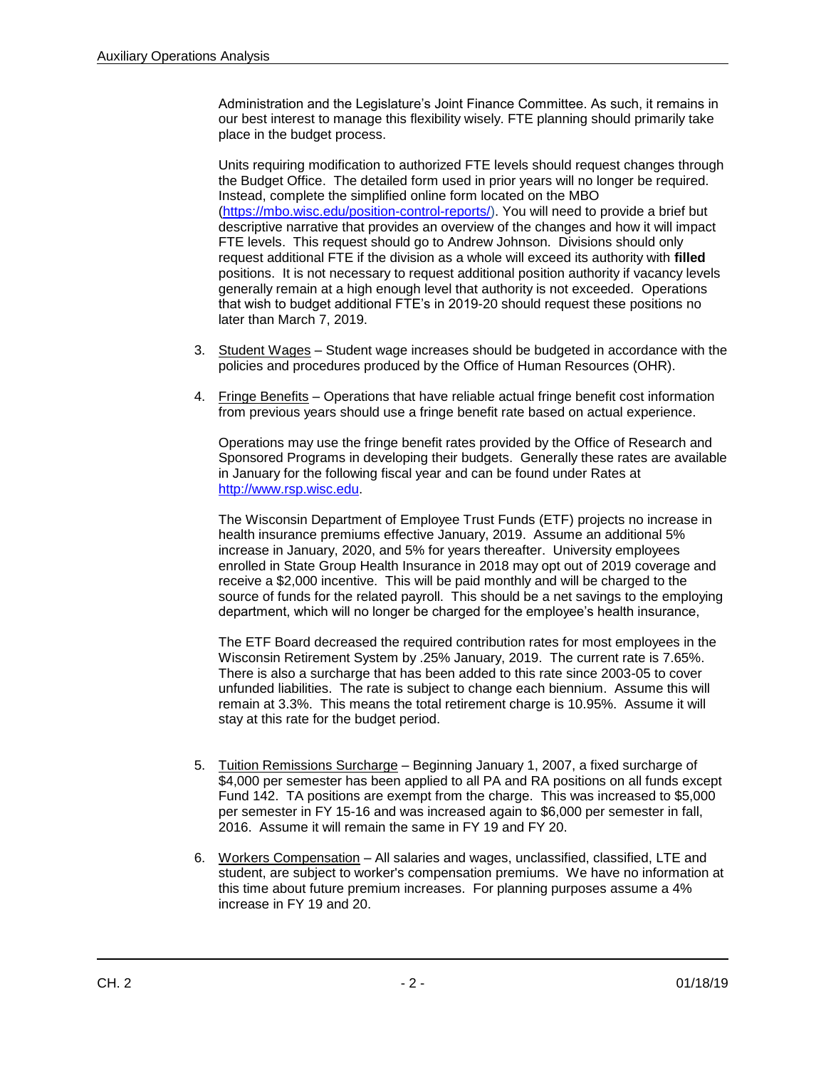Administration and the Legislature's Joint Finance Committee. As such, it remains in our best interest to manage this flexibility wisely. FTE planning should primarily take place in the budget process.

Units requiring modification to authorized FTE levels should request changes through the Budget Office. The detailed form used in prior years will no longer be required. Instead, complete the simplified online form located on the MBO (https://mbo.wisc.edu/position-control-reports/). You will need to provide a brief but descriptive narrative that provides an overview of the changes and how it will impact FTE levels. This request should go to Andrew Johnson. Divisions should only request additional FTE if the division as a whole will exceed its authority with **filled** positions. It is not necessary to request additional position authority if vacancy levels generally remain at a high enough level that authority is not exceeded. Operations that wish to budget additional FTE's in 2019-20 should request these positions no later than March 7, 2019.

3. Student Wages – Student wage increases should be budgeted in accordance with the policies and procedures produced by the Office of Human Resources (OHR).

4. Fringe Benefits – Operations that have reliable actual fringe benefit cost information from previous years should use a fringe benefit rate based on actual experience.

   Operations may use the fringe benefit rates provided by the Office of Research and Sponsored Programs in developing their budgets. Generally these rates are available in January for the following fiscal year and can be found under Rates at http://www.rsp.wisc.edu.

   The Wisconsin Department of Employee Trust Funds (ETF) projects no increase in health insurance premiums effective January, 2019. Assume an additional 5% increase in January, 2020, and 5% for years thereafter. University employees enrolled in State Group Health Insurance in 2018 may opt out of 2019 coverage and receive a $2,000 incentive. This will be paid monthly and will be charged to the source of funds for the related payroll. This should be a net savings to the employing department, which will no longer be charged for the employee's health insurance,

   The ETF Board decreased the required contribution rates for most employees in the Wisconsin Retirement System by .25% January, 2019. The current rate is 7.65%. There is also a surcharge that has been added to this rate since 2003-05 to cover unfunded liabilities. The rate is subject to change each biennium. Assume this will remain at 3.3%. This means the total retirement charge is 10.95%. Assume it will stay at this rate for the budget period.

5. Tuition Remissions Surcharge – Beginning January 1, 2007, a fixed surcharge of $4,000 per semester has been applied to all PA and RA positions on all funds except Fund 142. TA positions are exempt from the charge. This was increased to $5,000 per semester in FY 15-16 and was increased again to $6,000 per semester in fall, 2016. Assume it will remain the same in FY 19 and FY 20.

6. Workers Compensation – All salaries and wages, unclassified, classified, LTE and student, are subject to worker's compensation premiums. We have no information at this time about future premium increases. For planning purposes assume a 4% increase in FY 19 and 20.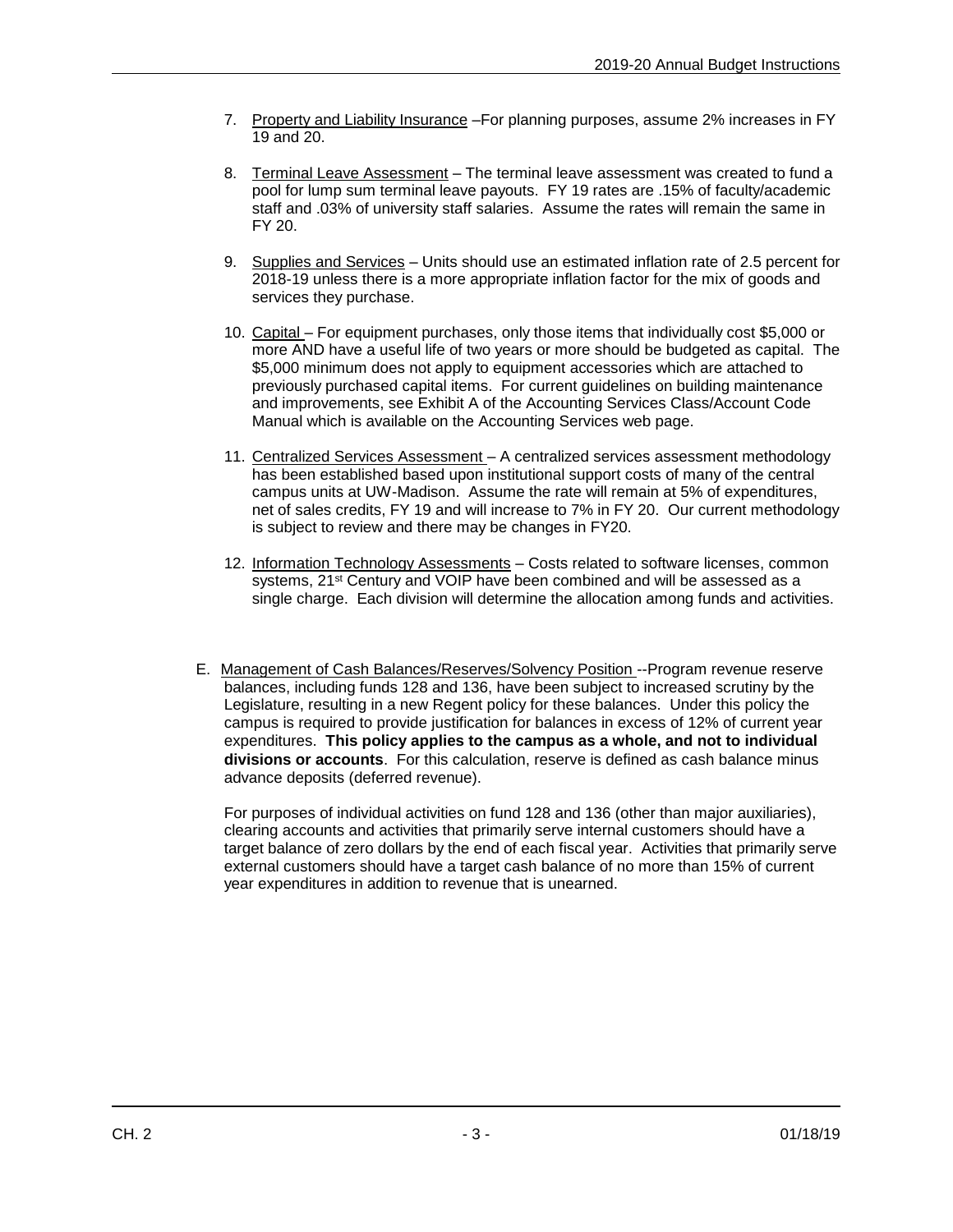7. Property and Liability Insurance –For planning purposes, assume 2% increases in FY 19 and 20.

8. Terminal Leave Assessment – The terminal leave assessment was created to fund a pool for lump sum terminal leave payouts. FY 19 rates are .15% of faculty/academic staff and .03% of university staff salaries. Assume the rates will remain the same in FY 20.

9. Supplies and Services – Units should use an estimated inflation rate of 2.5 percent for 2018-19 unless there is a more appropriate inflation factor for the mix of goods and services they purchase.

10. Capital – For equipment purchases, only those items that individually cost $5,000 or more AND have a useful life of two years or more should be budgeted as capital. The $5,000 minimum does not apply to equipment accessories which are attached to previously purchased capital items. For current guidelines on building maintenance and improvements, see Exhibit A of the Accounting Services Class/Account Code Manual which is available on the Accounting Services web page.

11. Centralized Services Assessment – A centralized services assessment methodology has been established based upon institutional support costs of many of the central campus units at UW-Madison. Assume the rate will remain at 5% of expenditures, net of sales credits, FY 19 and will increase to 7% in FY 20. Our current methodology is subject to review and there may be changes in FY20.

12. Information Technology Assessments – Costs related to software licenses, common systems, 21st Century and VOIP have been combined and will be assessed as a single charge. Each division will determine the allocation among funds and activities.

E. Management of Cash Balances/Reserves/Solvency Position --Program revenue reserve balances, including funds 128 and 136, have been subject to increased scrutiny by the Legislature, resulting in a new Regent policy for these balances. Under this policy the campus is required to provide justification for balances in excess of 12% of current year expenditures. **This policy applies to the campus as a whole, and not to individual divisions or accounts**. For this calculation, reserve is defined as cash balance minus advance deposits (deferred revenue).

   For purposes of individual activities on fund 128 and 136 (other than major auxiliaries), clearing accounts and activities that primarily serve internal customers should have a target balance of zero dollars by the end of each fiscal year. Activities that primarily serve external customers should have a target cash balance of no more than 15% of current year expenditures in addition to revenue that is unearned.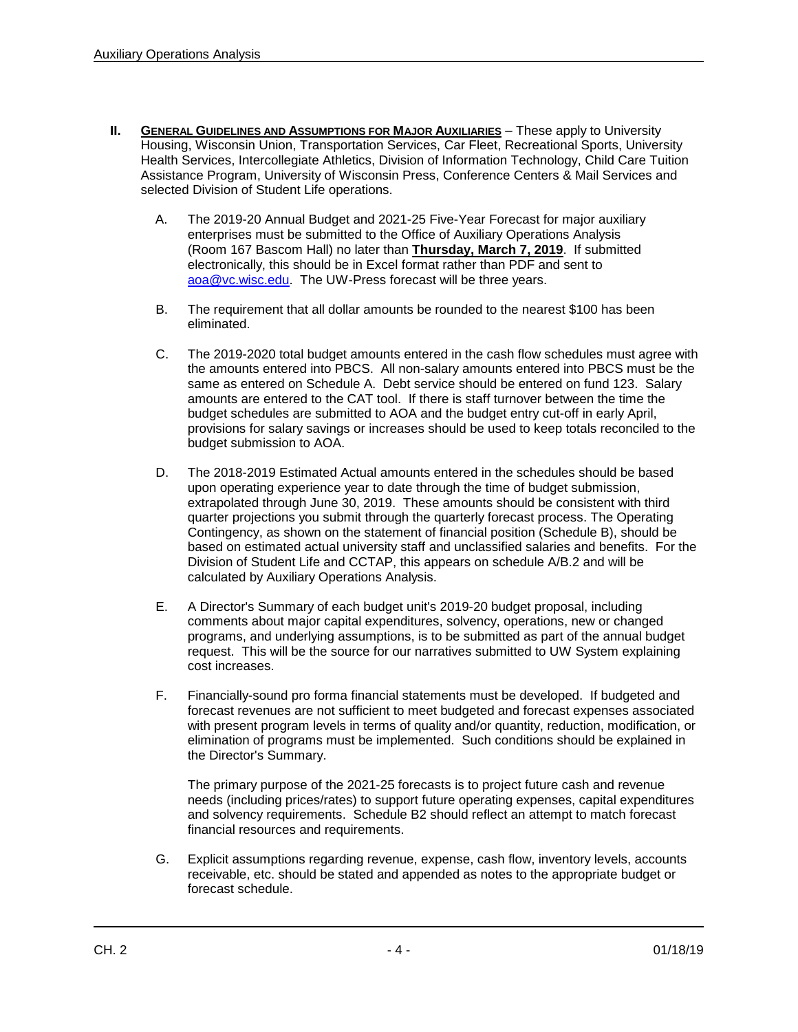**II. <u>GENERAL GUIDELINES AND ASSUMPTIONS FOR MAJOR AUXILIARIES</u>** – These apply to University Housing, Wisconsin Union, Transportation Services, Car Fleet, Recreational Sports, University Health Services, Intercollegiate Athletics, Division of Information Technology, Child Care Tuition Assistance Program, University of Wisconsin Press, Conference Centers & Mail Services and selected Division of Student Life operations.

A. The 2019-20 Annual Budget and 2021-25 Five-Year Forecast for major auxiliary enterprises must be submitted to the Office of Auxiliary Operations Analysis (Room 167 Bascom Hall) no later than **<u>Thursday, March 7, 2019</u>**. If submitted electronically, this should be in Excel format rather than PDF and sent to aoa@vc.wisc.edu. The UW-Press forecast will be three years.

B. The requirement that all dollar amounts be rounded to the nearest $100 has been eliminated.

C. The 2019-2020 total budget amounts entered in the cash flow schedules must agree with the amounts entered into PBCS. All non-salary amounts entered into PBCS must be the same as entered on Schedule A. Debt service should be entered on fund 123. Salary amounts are entered to the CAT tool. If there is staff turnover between the time the budget schedules are submitted to AOA and the budget entry cut-off in early April, provisions for salary savings or increases should be used to keep totals reconciled to the budget submission to AOA.

D. The 2018-2019 Estimated Actual amounts entered in the schedules should be based upon operating experience year to date through the time of budget submission, extrapolated through June 30, 2019. These amounts should be consistent with third quarter projections you submit through the quarterly forecast process. The Operating Contingency, as shown on the statement of financial position (Schedule B), should be based on estimated actual university staff and unclassified salaries and benefits. For the Division of Student Life and CCTAP, this appears on schedule A/B.2 and will be calculated by Auxiliary Operations Analysis.

E. A Director's Summary of each budget unit's 2019-20 budget proposal, including comments about major capital expenditures, solvency, operations, new or changed programs, and underlying assumptions, is to be submitted as part of the annual budget request. This will be the source for our narratives submitted to UW System explaining cost increases.

F. Financially-sound pro forma financial statements must be developed. If budgeted and forecast revenues are not sufficient to meet budgeted and forecast expenses associated with present program levels in terms of quality and/or quantity, reduction, modification, or elimination of programs must be implemented. Such conditions should be explained in the Director's Summary.

The primary purpose of the 2021-25 forecasts is to project future cash and revenue needs (including prices/rates) to support future operating expenses, capital expenditures and solvency requirements. Schedule B2 should reflect an attempt to match forecast financial resources and requirements.

G. Explicit assumptions regarding revenue, expense, cash flow, inventory levels, accounts receivable, etc. should be stated and appended as notes to the appropriate budget or forecast schedule.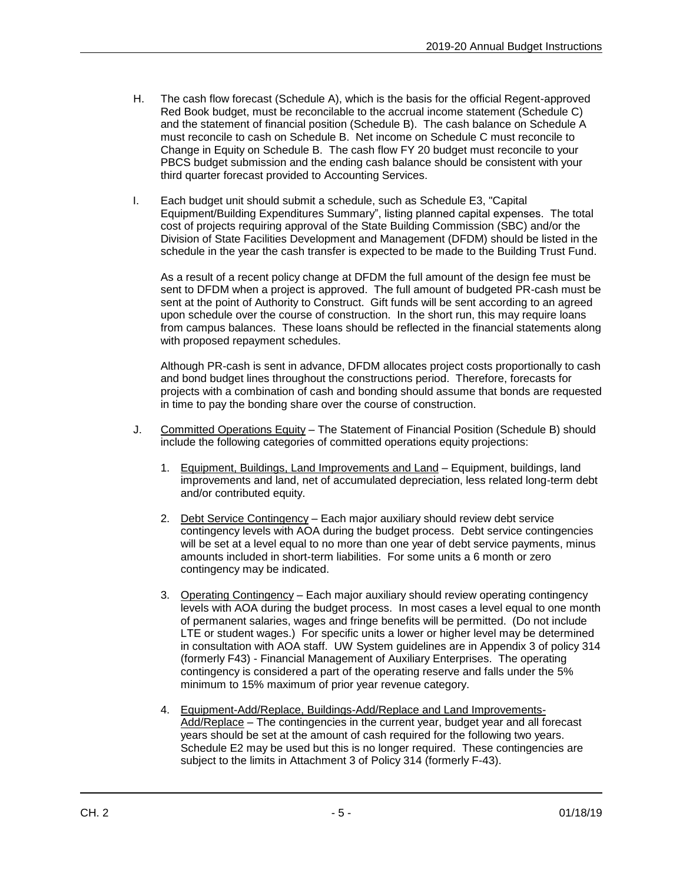H. The cash flow forecast (Schedule A), which is the basis for the official Regent-approved Red Book budget, must be reconcilable to the accrual income statement (Schedule C) and the statement of financial position (Schedule B). The cash balance on Schedule A must reconcile to cash on Schedule B. Net income on Schedule C must reconcile to Change in Equity on Schedule B. The cash flow FY 20 budget must reconcile to your PBCS budget submission and the ending cash balance should be consistent with your third quarter forecast provided to Accounting Services.

I. Each budget unit should submit a schedule, such as Schedule E3, "Capital Equipment/Building Expenditures Summary", listing planned capital expenses. The total cost of projects requiring approval of the State Building Commission (SBC) and/or the Division of State Facilities Development and Management (DFDM) should be listed in the schedule in the year the cash transfer is expected to be made to the Building Trust Fund.

   As a result of a recent policy change at DFDM the full amount of the design fee must be sent to DFDM when a project is approved. The full amount of budgeted PR-cash must be sent at the point of Authority to Construct. Gift funds will be sent according to an agreed upon schedule over the course of construction. In the short run, this may require loans from campus balances. These loans should be reflected in the financial statements along with proposed repayment schedules.

   Although PR-cash is sent in advance, DFDM allocates project costs proportionally to cash and bond budget lines throughout the constructions period. Therefore, forecasts for projects with a combination of cash and bonding should assume that bonds are requested in time to pay the bonding share over the course of construction.

J. Committed Operations Equity – The Statement of Financial Position (Schedule B) should include the following categories of committed operations equity projections:

   1. Equipment, Buildings, Land Improvements and Land – Equipment, buildings, land improvements and land, net of accumulated depreciation, less related long-term debt and/or contributed equity.

   2. Debt Service Contingency – Each major auxiliary should review debt service contingency levels with AOA during the budget process. Debt service contingencies will be set at a level equal to no more than one year of debt service payments, minus amounts included in short-term liabilities. For some units a 6 month or zero contingency may be indicated.

   3. Operating Contingency – Each major auxiliary should review operating contingency levels with AOA during the budget process. In most cases a level equal to one month of permanent salaries, wages and fringe benefits will be permitted. (Do not include LTE or student wages.) For specific units a lower or higher level may be determined in consultation with AOA staff. UW System guidelines are in Appendix 3 of policy 314 (formerly F43) - Financial Management of Auxiliary Enterprises. The operating contingency is considered a part of the operating reserve and falls under the 5% minimum to 15% maximum of prior year revenue category.

   4. Equipment-Add/Replace, Buildings-Add/Replace and Land Improvements-Add/Replace – The contingencies in the current year, budget year and all forecast years should be set at the amount of cash required for the following two years. Schedule E2 may be used but this is no longer required. These contingencies are subject to the limits in Attachment 3 of Policy 314 (formerly F-43).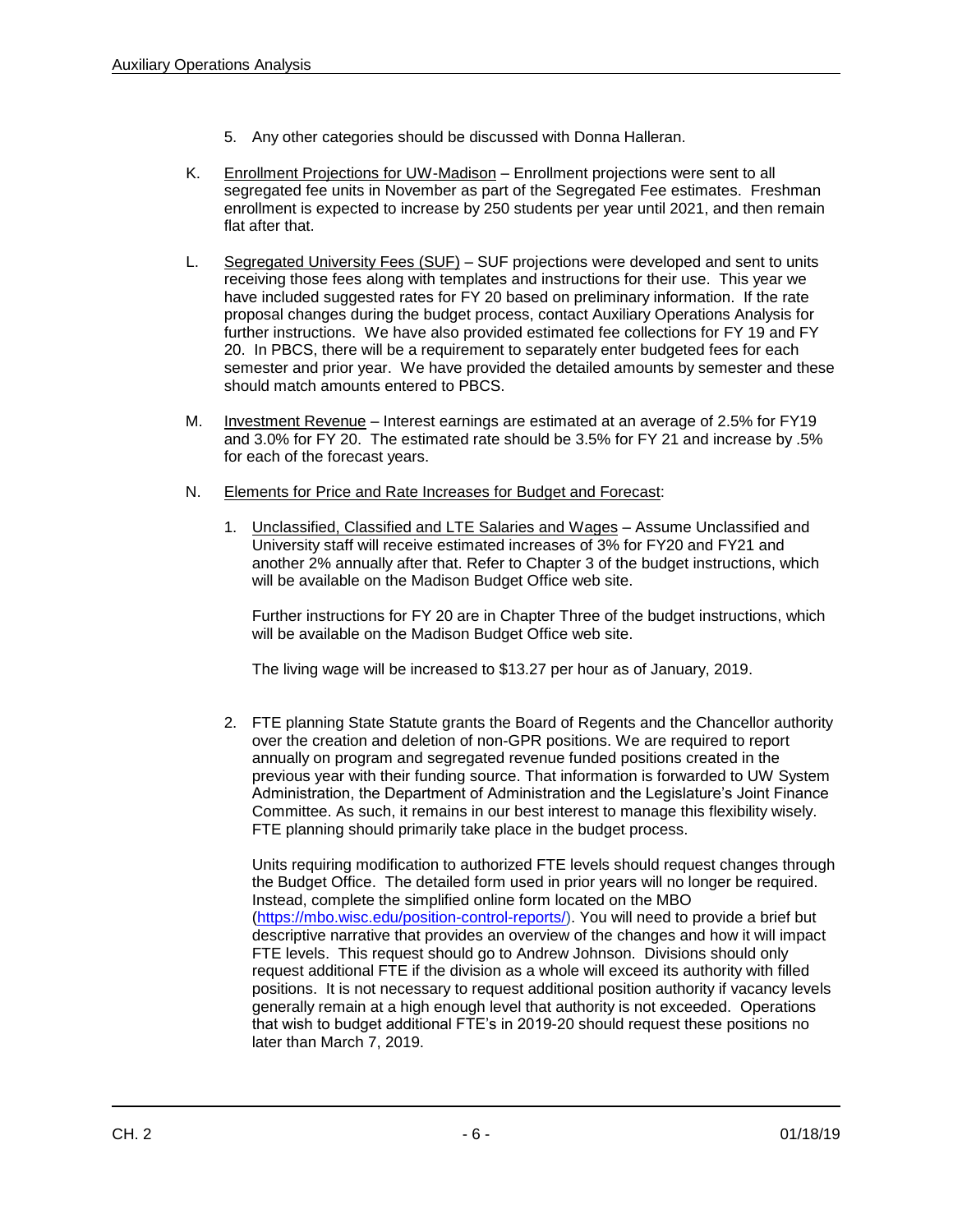5. Any other categories should be discussed with Donna Halleran.

K. Enrollment Projections for UW-Madison – Enrollment projections were sent to all segregated fee units in November as part of the Segregated Fee estimates. Freshman enrollment is expected to increase by 250 students per year until 2021, and then remain flat after that.

L. Segregated University Fees (SUF) – SUF projections were developed and sent to units receiving those fees along with templates and instructions for their use. This year we have included suggested rates for FY 20 based on preliminary information. If the rate proposal changes during the budget process, contact Auxiliary Operations Analysis for further instructions. We have also provided estimated fee collections for FY 19 and FY 20. In PBCS, there will be a requirement to separately enter budgeted fees for each semester and prior year. We have provided the detailed amounts by semester and these should match amounts entered to PBCS.

M. Investment Revenue – Interest earnings are estimated at an average of 2.5% for FY19 and 3.0% for FY 20. The estimated rate should be 3.5% for FY 21 and increase by .5% for each of the forecast years.

N. Elements for Price and Rate Increases for Budget and Forecast:

1. Unclassified, Classified and LTE Salaries and Wages – Assume Unclassified and University staff will receive estimated increases of 3% for FY20 and FY21 and another 2% annually after that. Refer to Chapter 3 of the budget instructions, which will be available on the Madison Budget Office web site.

   Further instructions for FY 20 are in Chapter Three of the budget instructions, which will be available on the Madison Budget Office web site.

   The living wage will be increased to $13.27 per hour as of January, 2019.

2. FTE planning State Statute grants the Board of Regents and the Chancellor authority over the creation and deletion of non-GPR positions. We are required to report annually on program and segregated revenue funded positions created in the previous year with their funding source. That information is forwarded to UW System Administration, the Department of Administration and the Legislature's Joint Finance Committee. As such, it remains in our best interest to manage this flexibility wisely. FTE planning should primarily take place in the budget process.

   Units requiring modification to authorized FTE levels should request changes through the Budget Office. The detailed form used in prior years will no longer be required. Instead, complete the simplified online form located on the MBO (https://mbo.wisc.edu/position-control-reports/). You will need to provide a brief but descriptive narrative that provides an overview of the changes and how it will impact FTE levels. This request should go to Andrew Johnson. Divisions should only request additional FTE if the division as a whole will exceed its authority with filled positions. It is not necessary to request additional position authority if vacancy levels generally remain at a high enough level that authority is not exceeded. Operations that wish to budget additional FTE's in 2019-20 should request these positions no later than March 7, 2019.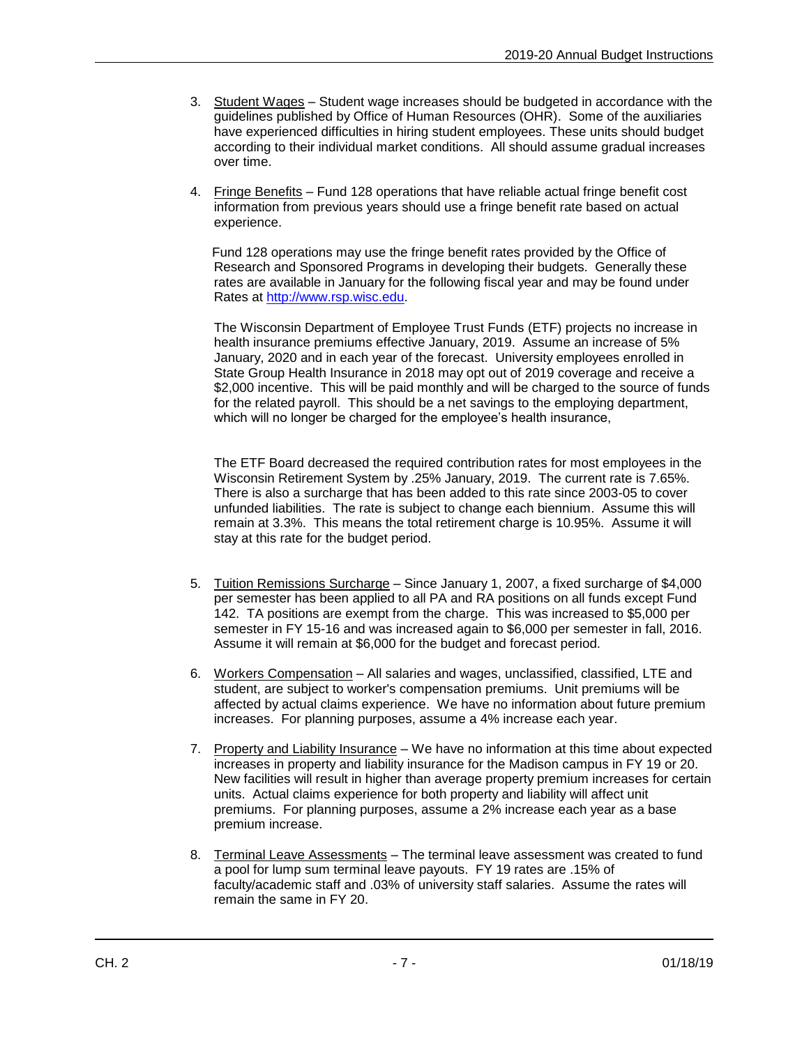3. Student Wages – Student wage increases should be budgeted in accordance with the guidelines published by Office of Human Resources (OHR). Some of the auxiliaries have experienced difficulties in hiring student employees. These units should budget according to their individual market conditions. All should assume gradual increases over time.

4. Fringe Benefits – Fund 128 operations that have reliable actual fringe benefit cost information from previous years should use a fringe benefit rate based on actual experience.

   Fund 128 operations may use the fringe benefit rates provided by the Office of Research and Sponsored Programs in developing their budgets. Generally these rates are available in January for the following fiscal year and may be found under Rates at http://www.rsp.wisc.edu.

   The Wisconsin Department of Employee Trust Funds (ETF) projects no increase in health insurance premiums effective January, 2019. Assume an increase of 5% January, 2020 and in each year of the forecast. University employees enrolled in State Group Health Insurance in 2018 may opt out of 2019 coverage and receive a $2,000 incentive. This will be paid monthly and will be charged to the source of funds for the related payroll. This should be a net savings to the employing department, which will no longer be charged for the employee's health insurance,

   The ETF Board decreased the required contribution rates for most employees in the Wisconsin Retirement System by .25% January, 2019. The current rate is 7.65%. There is also a surcharge that has been added to this rate since 2003-05 to cover unfunded liabilities. The rate is subject to change each biennium. Assume this will remain at 3.3%. This means the total retirement charge is 10.95%. Assume it will stay at this rate for the budget period.

5. Tuition Remissions Surcharge – Since January 1, 2007, a fixed surcharge of $4,000 per semester has been applied to all PA and RA positions on all funds except Fund 142. TA positions are exempt from the charge. This was increased to $5,000 per semester in FY 15-16 and was increased again to $6,000 per semester in fall, 2016. Assume it will remain at $6,000 for the budget and forecast period.

6. Workers Compensation – All salaries and wages, unclassified, classified, LTE and student, are subject to worker's compensation premiums. Unit premiums will be affected by actual claims experience. We have no information about future premium increases. For planning purposes, assume a 4% increase each year.

7. Property and Liability Insurance – We have no information at this time about expected increases in property and liability insurance for the Madison campus in FY 19 or 20. New facilities will result in higher than average property premium increases for certain units. Actual claims experience for both property and liability will affect unit premiums. For planning purposes, assume a 2% increase each year as a base premium increase.

8. Terminal Leave Assessments – The terminal leave assessment was created to fund a pool for lump sum terminal leave payouts. FY 19 rates are .15% of faculty/academic staff and .03% of university staff salaries. Assume the rates will remain the same in FY 20.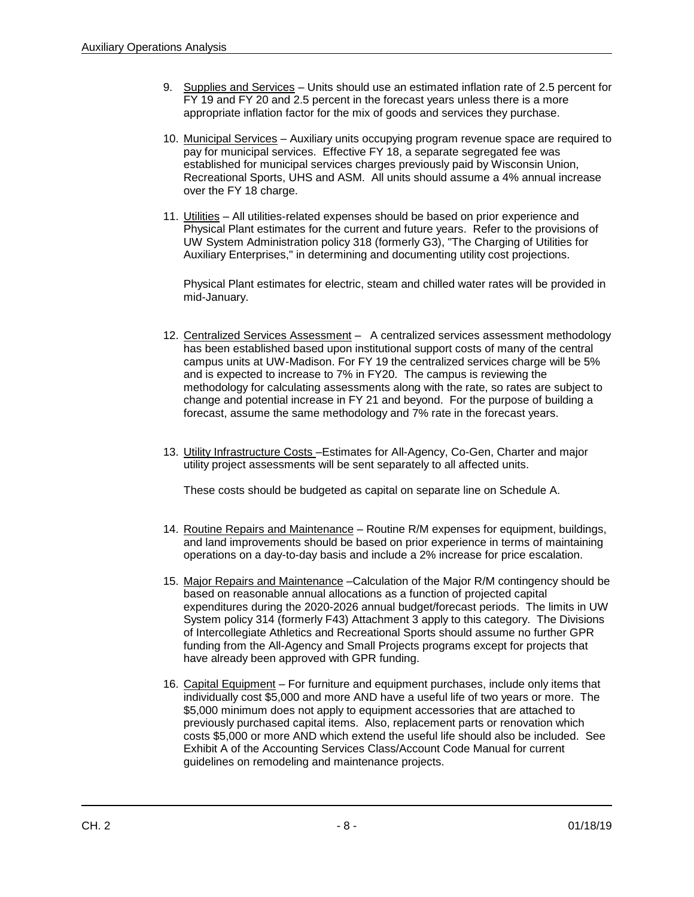9. Supplies and Services – Units should use an estimated inflation rate of 2.5 percent for FY 19 and FY 20 and 2.5 percent in the forecast years unless there is a more appropriate inflation factor for the mix of goods and services they purchase.

10. Municipal Services – Auxiliary units occupying program revenue space are required to pay for municipal services. Effective FY 18, a separate segregated fee was established for municipal services charges previously paid by Wisconsin Union, Recreational Sports, UHS and ASM. All units should assume a 4% annual increase over the FY 18 charge.

11. Utilities – All utilities-related expenses should be based on prior experience and Physical Plant estimates for the current and future years. Refer to the provisions of UW System Administration policy 318 (formerly G3), "The Charging of Utilities for Auxiliary Enterprises," in determining and documenting utility cost projections.

    Physical Plant estimates for electric, steam and chilled water rates will be provided in mid-January.

12. Centralized Services Assessment – A centralized services assessment methodology has been established based upon institutional support costs of many of the central campus units at UW-Madison. For FY 19 the centralized services charge will be 5% and is expected to increase to 7% in FY20. The campus is reviewing the methodology for calculating assessments along with the rate, so rates are subject to change and potential increase in FY 21 and beyond. For the purpose of building a forecast, assume the same methodology and 7% rate in the forecast years.

13. Utility Infrastructure Costs –Estimates for All-Agency, Co-Gen, Charter and major utility project assessments will be sent separately to all affected units.

    These costs should be budgeted as capital on separate line on Schedule A.

14. Routine Repairs and Maintenance – Routine R/M expenses for equipment, buildings, and land improvements should be based on prior experience in terms of maintaining operations on a day-to-day basis and include a 2% increase for price escalation.

15. Major Repairs and Maintenance –Calculation of the Major R/M contingency should be based on reasonable annual allocations as a function of projected capital expenditures during the 2020-2026 annual budget/forecast periods. The limits in UW System policy 314 (formerly F43) Attachment 3 apply to this category. The Divisions of Intercollegiate Athletics and Recreational Sports should assume no further GPR funding from the All-Agency and Small Projects programs except for projects that have already been approved with GPR funding.

16. Capital Equipment – For furniture and equipment purchases, include only items that individually cost $5,000 and more AND have a useful life of two years or more. The $5,000 minimum does not apply to equipment accessories that are attached to previously purchased capital items. Also, replacement parts or renovation which costs $5,000 or more AND which extend the useful life should also be included. See Exhibit A of the Accounting Services Class/Account Code Manual for current guidelines on remodeling and maintenance projects.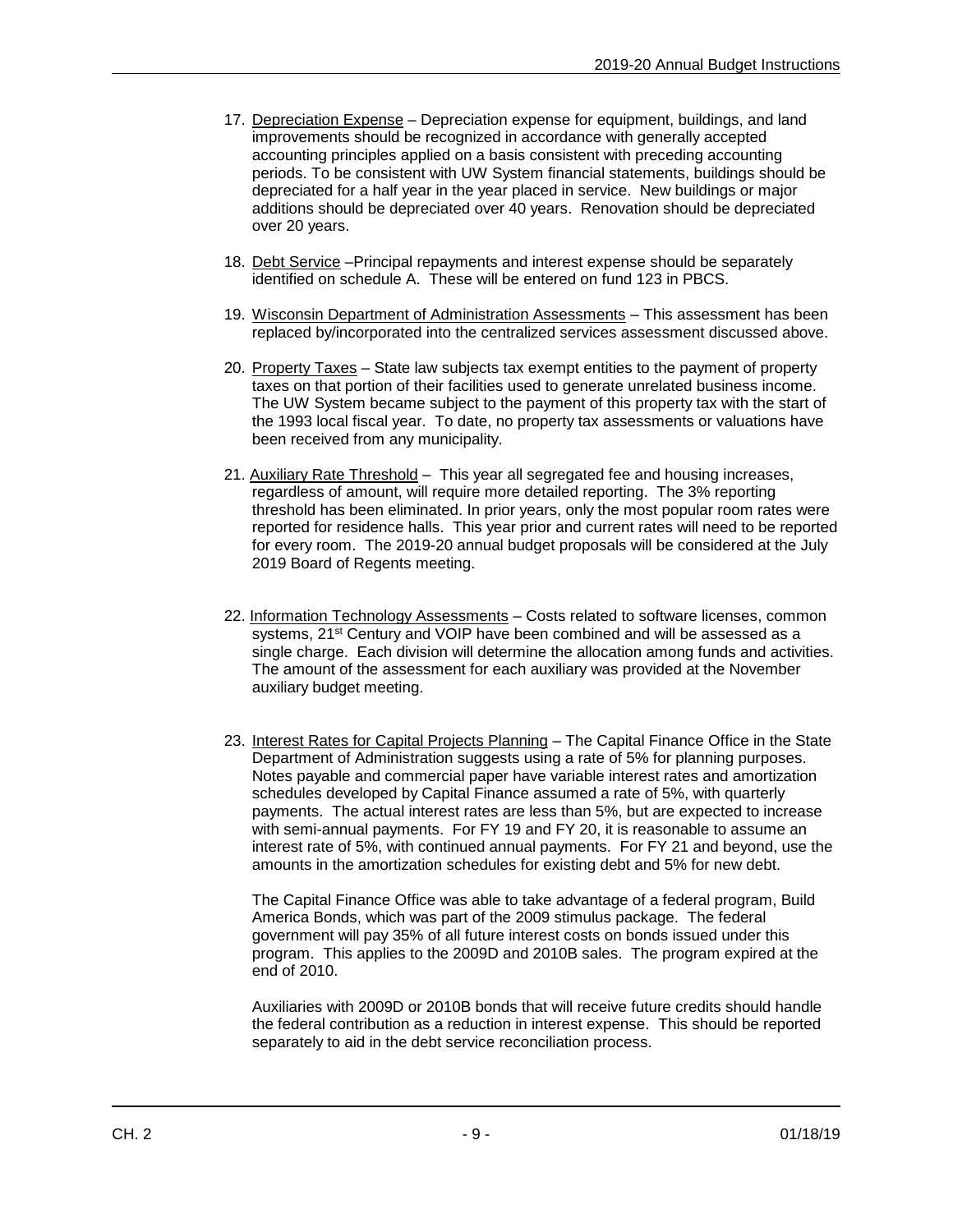17. Depreciation Expense – Depreciation expense for equipment, buildings, and land improvements should be recognized in accordance with generally accepted accounting principles applied on a basis consistent with preceding accounting periods. To be consistent with UW System financial statements, buildings should be depreciated for a half year in the year placed in service. New buildings or major additions should be depreciated over 40 years. Renovation should be depreciated over 20 years.

18. Debt Service –Principal repayments and interest expense should be separately identified on schedule A. These will be entered on fund 123 in PBCS.

19. Wisconsin Department of Administration Assessments – This assessment has been replaced by/incorporated into the centralized services assessment discussed above.

20. Property Taxes – State law subjects tax exempt entities to the payment of property taxes on that portion of their facilities used to generate unrelated business income. The UW System became subject to the payment of this property tax with the start of the 1993 local fiscal year. To date, no property tax assessments or valuations have been received from any municipality.

21. Auxiliary Rate Threshold – This year all segregated fee and housing increases, regardless of amount, will require more detailed reporting. The 3% reporting threshold has been eliminated. In prior years, only the most popular room rates were reported for residence halls. This year prior and current rates will need to be reported for every room. The 2019-20 annual budget proposals will be considered at the July 2019 Board of Regents meeting.

22. Information Technology Assessments – Costs related to software licenses, common systems, 21st Century and VOIP have been combined and will be assessed as a single charge. Each division will determine the allocation among funds and activities. The amount of the assessment for each auxiliary was provided at the November auxiliary budget meeting.

23. Interest Rates for Capital Projects Planning – The Capital Finance Office in the State Department of Administration suggests using a rate of 5% for planning purposes. Notes payable and commercial paper have variable interest rates and amortization schedules developed by Capital Finance assumed a rate of 5%, with quarterly payments. The actual interest rates are less than 5%, but are expected to increase with semi-annual payments. For FY 19 and FY 20, it is reasonable to assume an interest rate of 5%, with continued annual payments. For FY 21 and beyond, use the amounts in the amortization schedules for existing debt and 5% for new debt.

    The Capital Finance Office was able to take advantage of a federal program, Build America Bonds, which was part of the 2009 stimulus package. The federal government will pay 35% of all future interest costs on bonds issued under this program. This applies to the 2009D and 2010B sales. The program expired at the end of 2010.

    Auxiliaries with 2009D or 2010B bonds that will receive future credits should handle the federal contribution as a reduction in interest expense. This should be reported separately to aid in the debt service reconciliation process.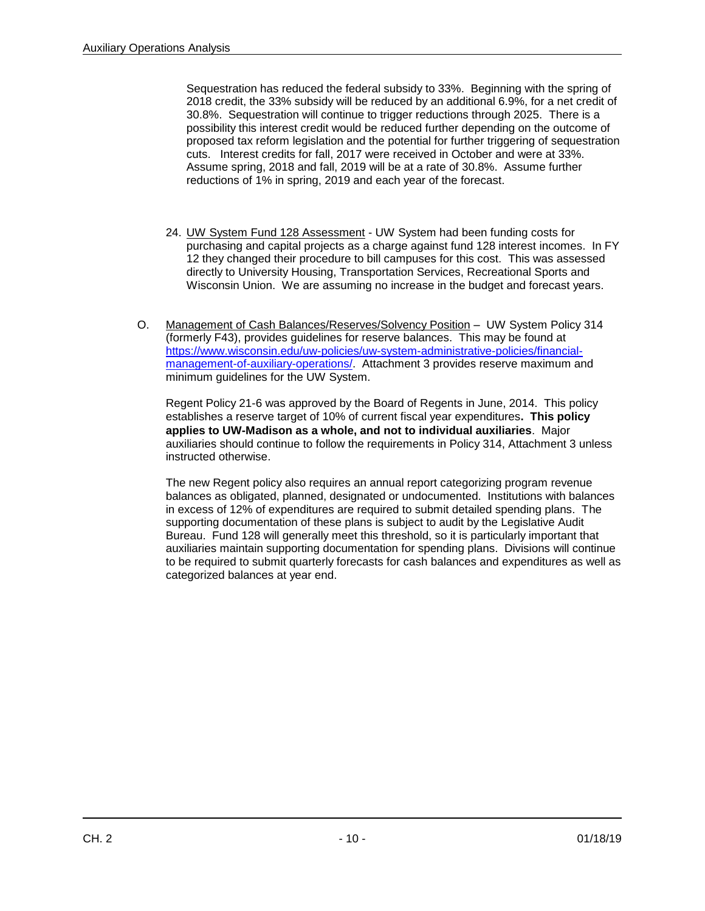Sequestration has reduced the federal subsidy to 33%. Beginning with the spring of 2018 credit, the 33% subsidy will be reduced by an additional 6.9%, for a net credit of 30.8%. Sequestration will continue to trigger reductions through 2025. There is a possibility this interest credit would be reduced further depending on the outcome of proposed tax reform legislation and the potential for further triggering of sequestration cuts. Interest credits for fall, 2017 were received in October and were at 33%. Assume spring, 2018 and fall, 2019 will be at a rate of 30.8%. Assume further reductions of 1% in spring, 2019 and each year of the forecast.

24. UW System Fund 128 Assessment - UW System had been funding costs for purchasing and capital projects as a charge against fund 128 interest incomes. In FY 12 they changed their procedure to bill campuses for this cost. This was assessed directly to University Housing, Transportation Services, Recreational Sports and Wisconsin Union. We are assuming no increase in the budget and forecast years.

O. Management of Cash Balances/Reserves/Solvency Position – UW System Policy 314 (formerly F43), provides guidelines for reserve balances. This may be found at https://www.wisconsin.edu/uw-policies/uw-system-administrative-policies/financial-management-of-auxiliary-operations/. Attachment 3 provides reserve maximum and minimum guidelines for the UW System.

Regent Policy 21-6 was approved by the Board of Regents in June, 2014. This policy establishes a reserve target of 10% of current fiscal year expenditures**. This policy applies to UW-Madison as a whole, and not to individual auxiliaries**. Major auxiliaries should continue to follow the requirements in Policy 314, Attachment 3 unless instructed otherwise.

The new Regent policy also requires an annual report categorizing program revenue balances as obligated, planned, designated or undocumented. Institutions with balances in excess of 12% of expenditures are required to submit detailed spending plans. The supporting documentation of these plans is subject to audit by the Legislative Audit Bureau. Fund 128 will generally meet this threshold, so it is particularly important that auxiliaries maintain supporting documentation for spending plans. Divisions will continue to be required to submit quarterly forecasts for cash balances and expenditures as well as categorized balances at year end.